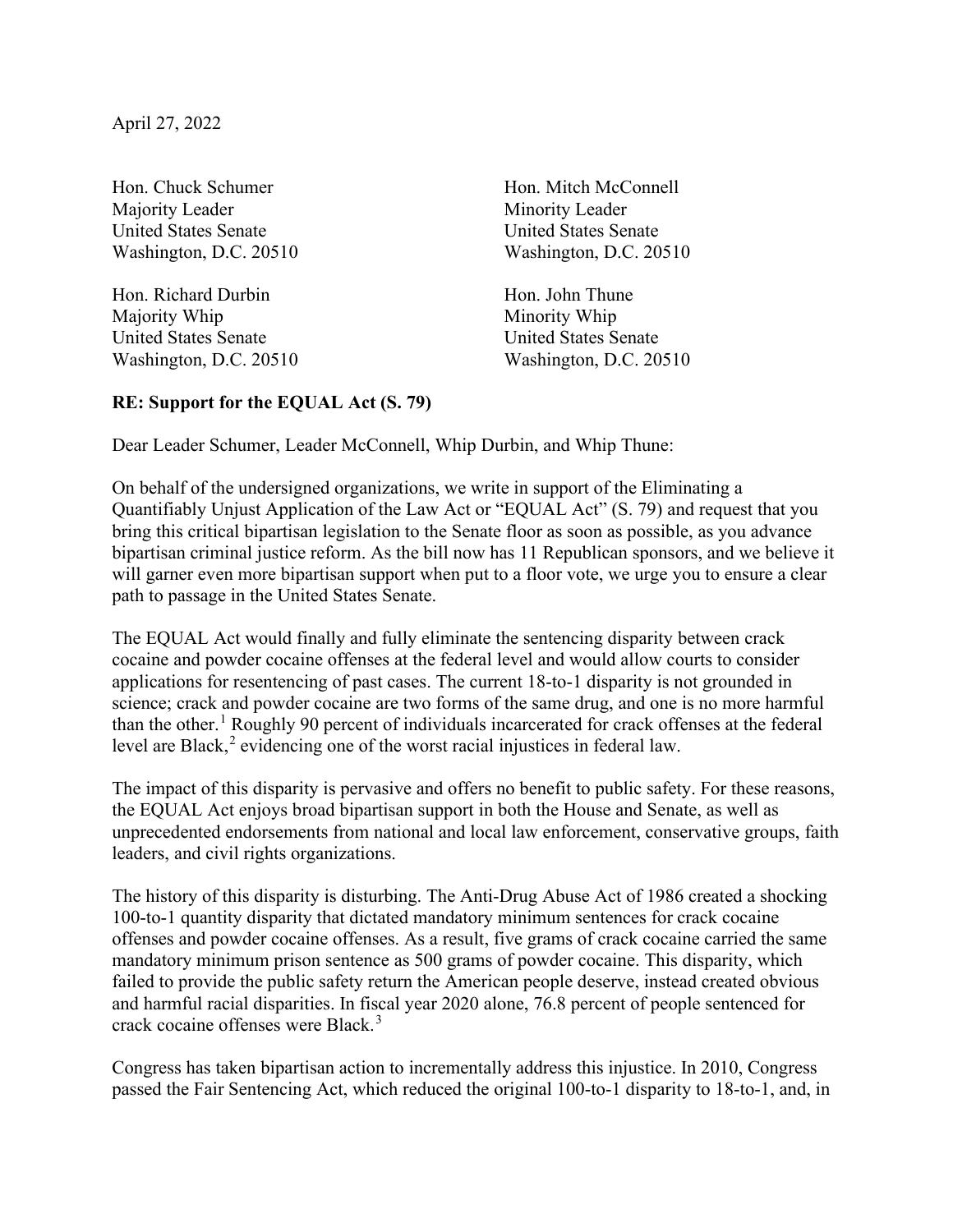April 27, 2022

Hon. Chuck Schumer
Majority Leader
United States Senate
Washington, D.C. 20510

Hon. Mitch McConnell
Minority Leader
United States Senate
Washington, D.C. 20510

Hon. Richard Durbin
Majority Whip
United States Senate
Washington, D.C. 20510

Hon. John Thune
Minority Whip
United States Senate
Washington, D.C. 20510

**RE: Support for the EQUAL Act (S. 79)**

Dear Leader Schumer, Leader McConnell, Whip Durbin, and Whip Thune:

On behalf of the undersigned organizations, we write in support of the Eliminating a Quantifiably Unjust Application of the Law Act or "EQUAL Act" (S. 79) and request that you bring this critical bipartisan legislation to the Senate floor as soon as possible, as you advance bipartisan criminal justice reform. As the bill now has 11 Republican sponsors, and we believe it will garner even more bipartisan support when put to a floor vote, we urge you to ensure a clear path to passage in the United States Senate.

The EQUAL Act would finally and fully eliminate the sentencing disparity between crack cocaine and powder cocaine offenses at the federal level and would allow courts to consider applications for resentencing of past cases. The current 18-to-1 disparity is not grounded in science; crack and powder cocaine are two forms of the same drug, and one is no more harmful than the other.[1] Roughly 90 percent of individuals incarcerated for crack offenses at the federal level are Black,[2] evidencing one of the worst racial injustices in federal law.

The impact of this disparity is pervasive and offers no benefit to public safety. For these reasons, the EQUAL Act enjoys broad bipartisan support in both the House and Senate, as well as unprecedented endorsements from national and local law enforcement, conservative groups, faith leaders, and civil rights organizations.

The history of this disparity is disturbing. The Anti-Drug Abuse Act of 1986 created a shocking 100-to-1 quantity disparity that dictated mandatory minimum sentences for crack cocaine offenses and powder cocaine offenses. As a result, five grams of crack cocaine carried the same mandatory minimum prison sentence as 500 grams of powder cocaine. This disparity, which failed to provide the public safety return the American people deserve, instead created obvious and harmful racial disparities. In fiscal year 2020 alone, 76.8 percent of people sentenced for crack cocaine offenses were Black.[3]

Congress has taken bipartisan action to incrementally address this injustice. In 2010, Congress passed the Fair Sentencing Act, which reduced the original 100-to-1 disparity to 18-to-1, and, in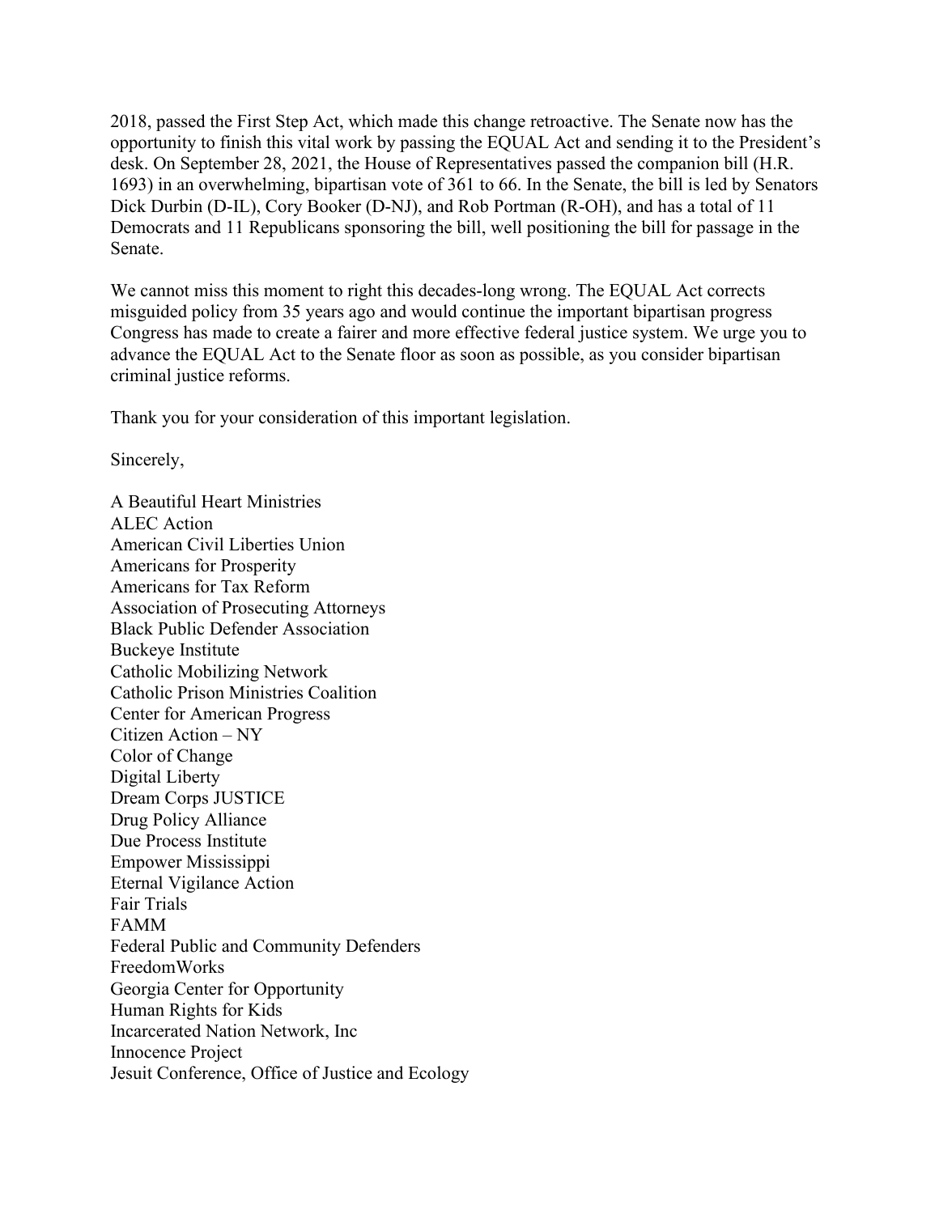2018, passed the First Step Act, which made this change retroactive. The Senate now has the opportunity to finish this vital work by passing the EQUAL Act and sending it to the President's desk. On September 28, 2021, the House of Representatives passed the companion bill (H.R. 1693) in an overwhelming, bipartisan vote of 361 to 66. In the Senate, the bill is led by Senators Dick Durbin (D-IL), Cory Booker (D-NJ), and Rob Portman (R-OH), and has a total of 11 Democrats and 11 Republicans sponsoring the bill, well positioning the bill for passage in the Senate.

We cannot miss this moment to right this decades-long wrong. The EQUAL Act corrects misguided policy from 35 years ago and would continue the important bipartisan progress Congress has made to create a fairer and more effective federal justice system. We urge you to advance the EQUAL Act to the Senate floor as soon as possible, as you consider bipartisan criminal justice reforms.

Thank you for your consideration of this important legislation.

Sincerely,

A Beautiful Heart Ministries  
ALEC Action  
American Civil Liberties Union  
Americans for Prosperity  
Americans for Tax Reform  
Association of Prosecuting Attorneys  
Black Public Defender Association  
Buckeye Institute  
Catholic Mobilizing Network  
Catholic Prison Ministries Coalition  
Center for American Progress  
Citizen Action – NY  
Color of Change  
Digital Liberty  
Dream Corps JUSTICE  
Drug Policy Alliance  
Due Process Institute  
Empower Mississippi  
Eternal Vigilance Action  
Fair Trials  
FAMM  
Federal Public and Community Defenders  
FreedomWorks  
Georgia Center for Opportunity  
Human Rights for Kids  
Incarcerated Nation Network, Inc  
Innocence Project  
Jesuit Conference, Office of Justice and Ecology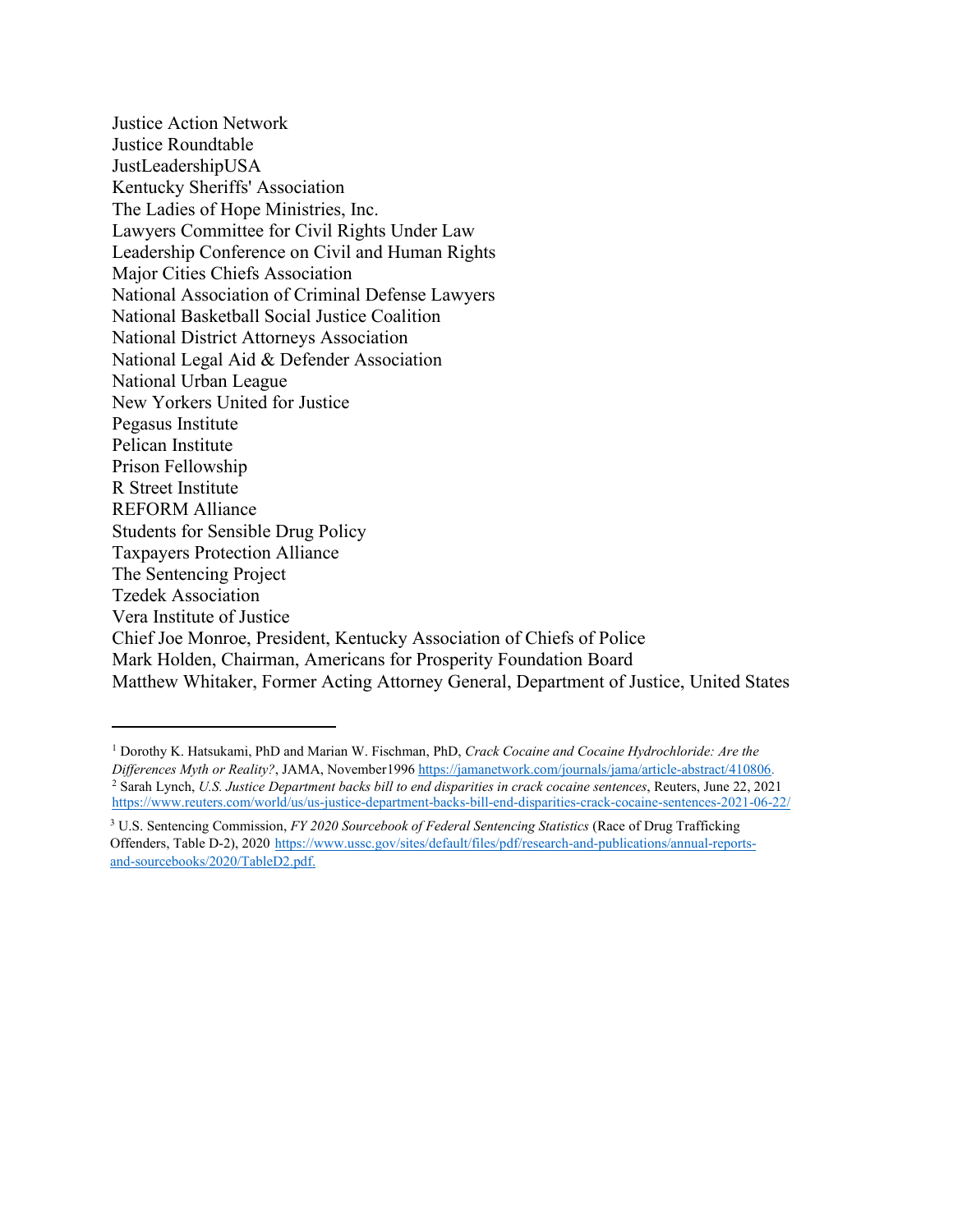Justice Action Network
Justice Roundtable
JustLeadershipUSA
Kentucky Sheriffs' Association
The Ladies of Hope Ministries, Inc.
Lawyers Committee for Civil Rights Under Law
Leadership Conference on Civil and Human Rights
Major Cities Chiefs Association
National Association of Criminal Defense Lawyers
National Basketball Social Justice Coalition
National District Attorneys Association
National Legal Aid & Defender Association
National Urban League
New Yorkers United for Justice
Pegasus Institute
Pelican Institute
Prison Fellowship
R Street Institute
REFORM Alliance
Students for Sensible Drug Policy
Taxpayers Protection Alliance
The Sentencing Project
Tzedek Association
Vera Institute of Justice
Chief Joe Monroe, President, Kentucky Association of Chiefs of Police
Mark Holden, Chairman, Americans for Prosperity Foundation Board
Matthew Whitaker, Former Acting Attorney General, Department of Justice, United States

---

[1] Dorothy K. Hatsukami, PhD and Marian W. Fischman, PhD, *Crack Cocaine and Cocaine Hydrochloride: Are the Differences Myth or Reality?*, JAMA, November1996 https://jamanetwork.com/journals/jama/article-abstract/410806.

[2] Sarah Lynch, *U.S. Justice Department backs bill to end disparities in crack cocaine sentences*, Reuters, June 22, 2021 https://www.reuters.com/world/us/us-justice-department-backs-bill-end-disparities-crack-cocaine-sentences-2021-06-22/

[3] U.S. Sentencing Commission, *FY 2020 Sourcebook of Federal Sentencing Statistics* (Race of Drug Trafficking Offenders, Table D-2), 2020 https://www.ussc.gov/sites/default/files/pdf/research-and-publications/annual-reports-and-sourcebooks/2020/TableD2.pdf.